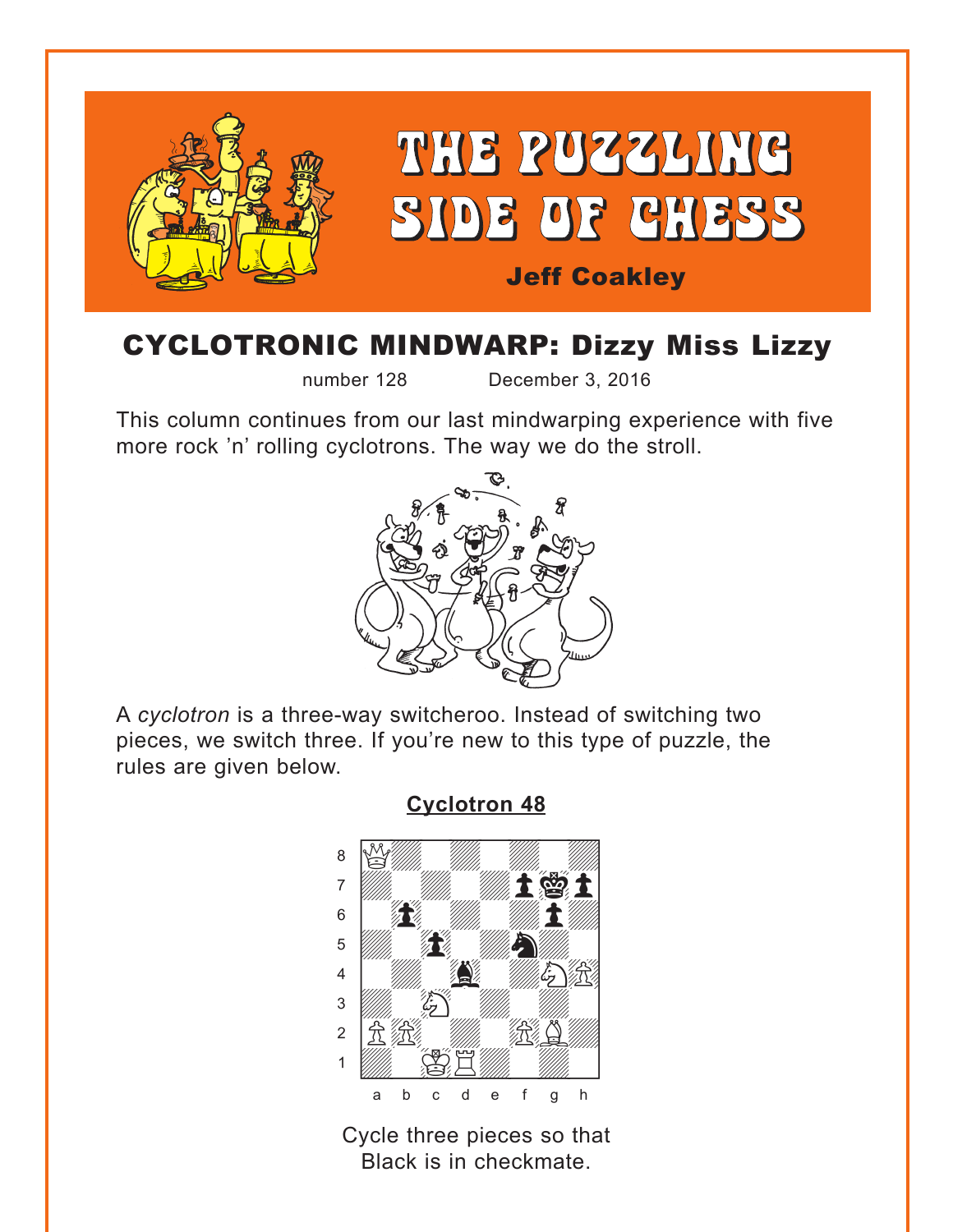# THE PUZZLING SIDE OF CHESS

Jeff Coakley

## CYCLOTRONIC MINDWARP: Dizzy Miss Lizzy

number 128 December 3, 2016

This column continues from our last mindwarping experience with five more rock 'n' rolling cyclotrons. The way we do the stroll.

A *cyclotron* is a three-way switcheroo. Instead of switching two pieces, we switch three. If you're new to this type of puzzle, the rules are given below.

### Cyclotron 48

Cycle three pieces so that Black is in checkmate.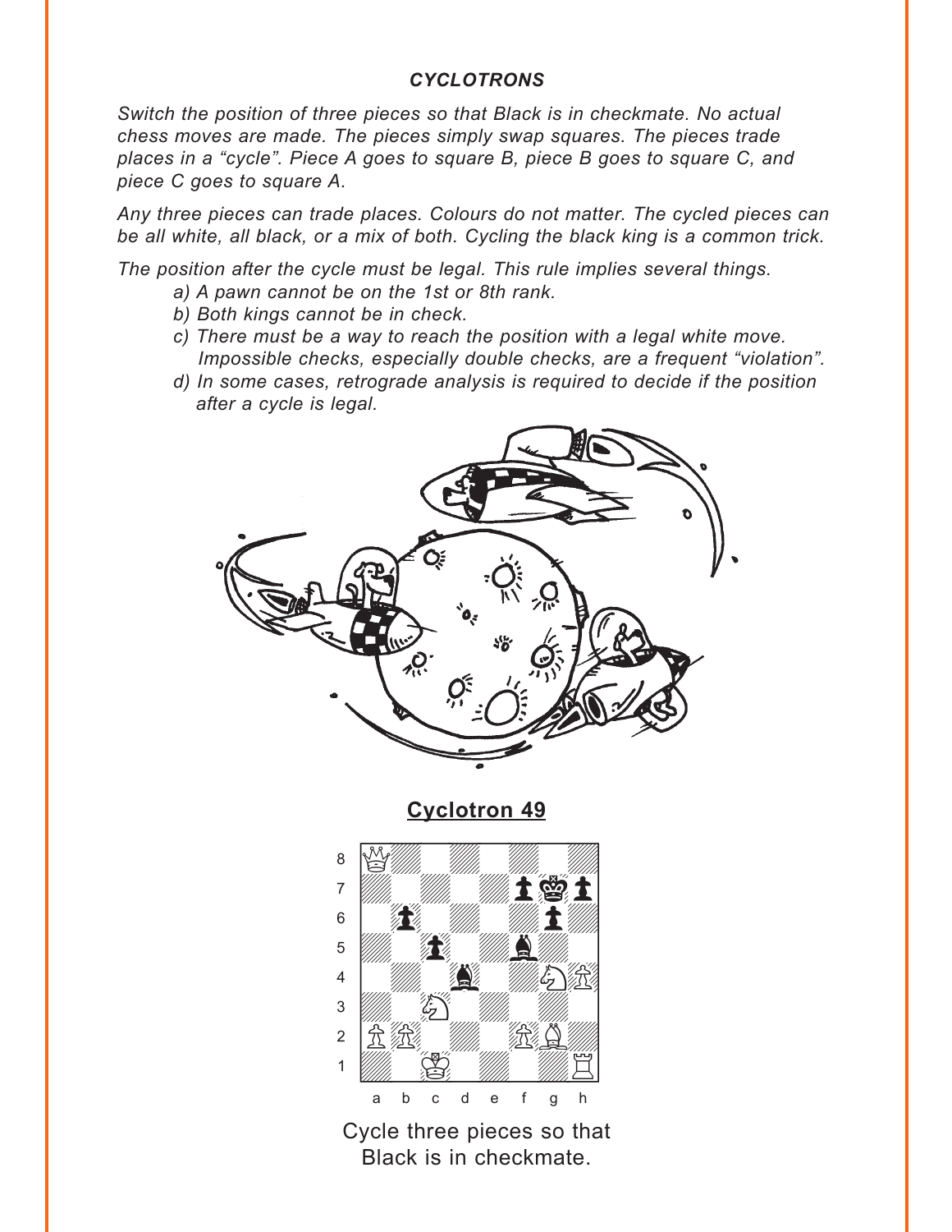### *CYCLOTRONS*

*Switch the position of three pieces so that Black is in checkmate. No actual chess moves are made. The pieces simply swap squares. The pieces trade places in a "cycle". Piece A goes to square B, piece B goes to square C, and piece C goes to square A.*

*Any three pieces can trade places. Colours do not matter. The cycled pieces can be all white, all black, or a mix of both. Cycling the black king is a common trick.*

*The position after the cycle must be legal. This rule implies several things.*

- *a) A pawn cannot be on the 1st or 8th rank.*
- *b) Both kings cannot be in check.*
- *c) There must be a way to reach the position with a legal white move. Impossible checks, especially double checks, are a frequent "violation".*
- *d) In some cases, retrograde analysis is required to decide if the position after a cycle is legal.*

## Cyclotron 49

Cycle three pieces so that Black is in checkmate.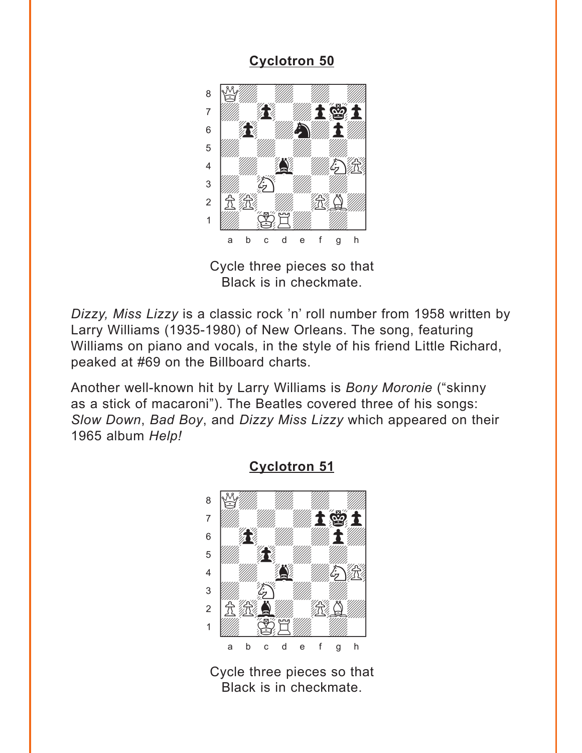## Cyclotron 50

Cycle three pieces so that
Black is in checkmate.

*Dizzy, Miss Lizzy* is a classic rock 'n' roll number from 1958 written by Larry Williams (1935-1980) of New Orleans. The song, featuring Williams on piano and vocals, in the style of his friend Little Richard, peaked at #69 on the Billboard charts.

Another well-known hit by Larry Williams is *Bony Moronie* ("skinny as a stick of macaroni"). The Beatles covered three of his songs: *Slow Down*, *Bad Boy*, and *Dizzy Miss Lizzy* which appeared on their 1965 album *Help!*

## Cyclotron 51

Cycle three pieces so that
Black is in checkmate.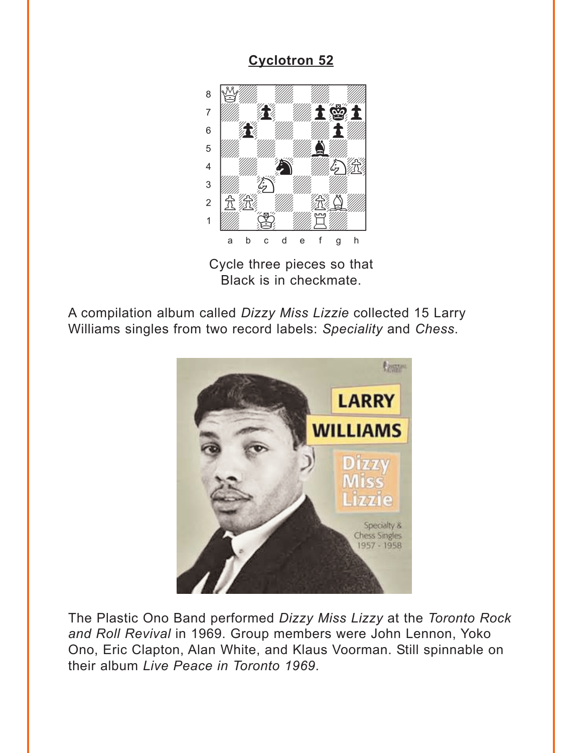## Cyclotron 52

Cycle three pieces so that Black is in checkmate.

A compilation album called *Dizzy Miss Lizzie* collected 15 Larry Williams singles from two record labels: *Speciality* and *Chess*.

The Plastic Ono Band performed *Dizzy Miss Lizzy* at the *Toronto Rock and Roll Revival* in 1969. Group members were John Lennon, Yoko Ono, Eric Clapton, Alan White, and Klaus Voorman. Still spinnable on their album *Live Peace in Toronto 1969*.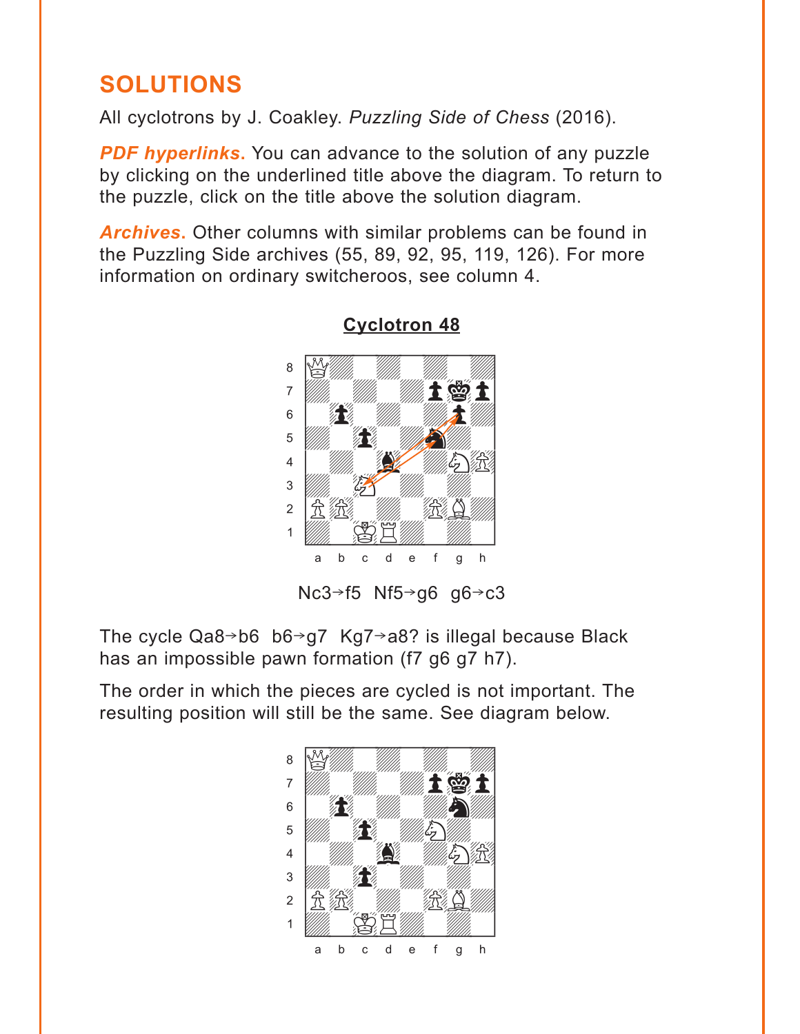## SOLUTIONS

All cyclotrons by J. Coakley. *Puzzling Side of Chess* (2016).

***PDF hyperlinks***. You can advance to the solution of any puzzle by clicking on the underlined title above the diagram. To return to the puzzle, click on the title above the solution diagram.

***Archives***. Other columns with similar problems can be found in the Puzzling Side archives (55, 89, 92, 95, 119, 126). For more information on ordinary switcheroos, see column 4.

### Cyclotron 48

Nc3→f5  Nf5→g6  g6→c3

The cycle Qa8→b6  b6→g7  Kg7→a8? is illegal because Black has an impossible pawn formation (f7 g6 g7 h7).

The order in which the pieces are cycled is not important. The resulting position will still be the same. See diagram below.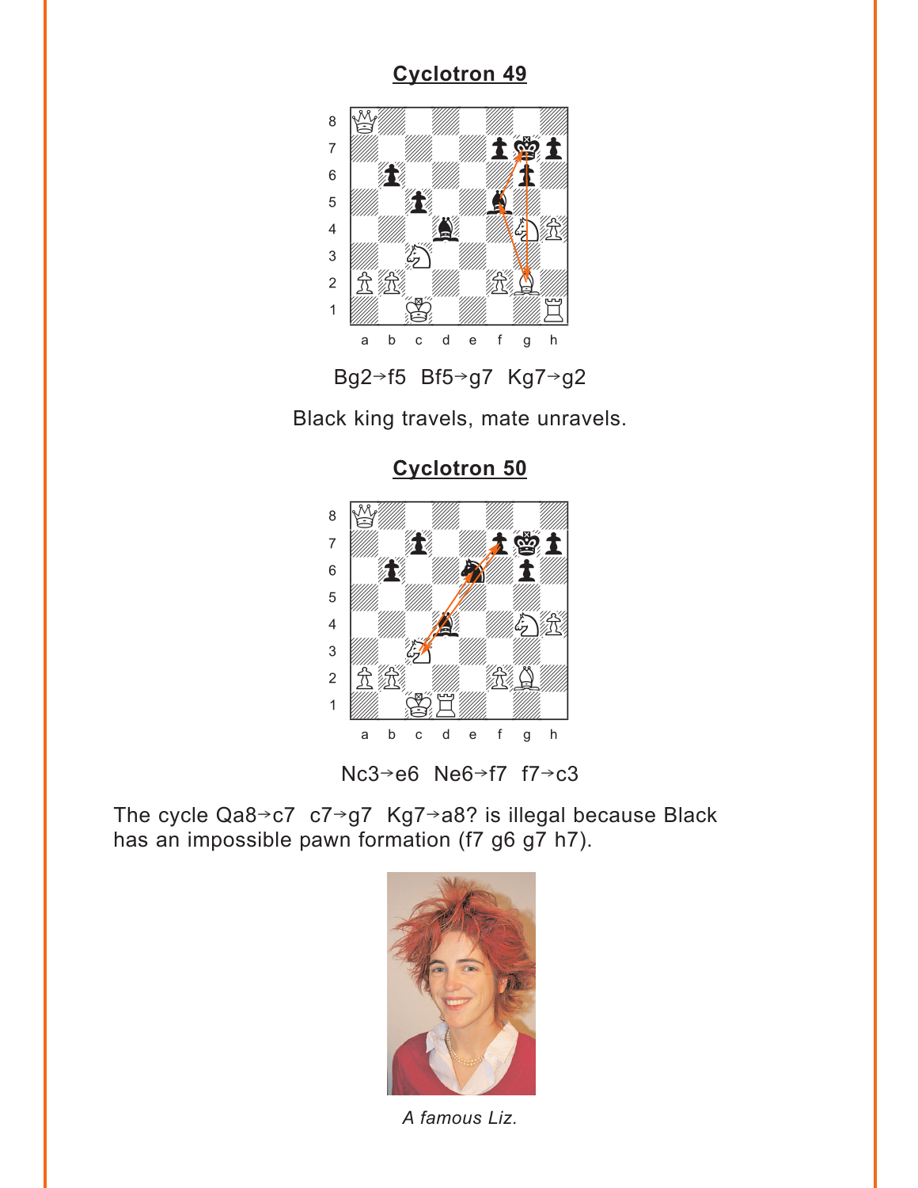## Cyclotron 49

Bg2→f5  Bf5→g7  Kg7→g2

Black king travels, mate unravels.

## Cyclotron 50

Nc3→e6  Ne6→f7  f7→c3

The cycle Qa8→c7  c7→g7  Kg7→a8? is illegal because Black has an impossible pawn formation (f7 g6 g7 h7).

*A famous Liz.*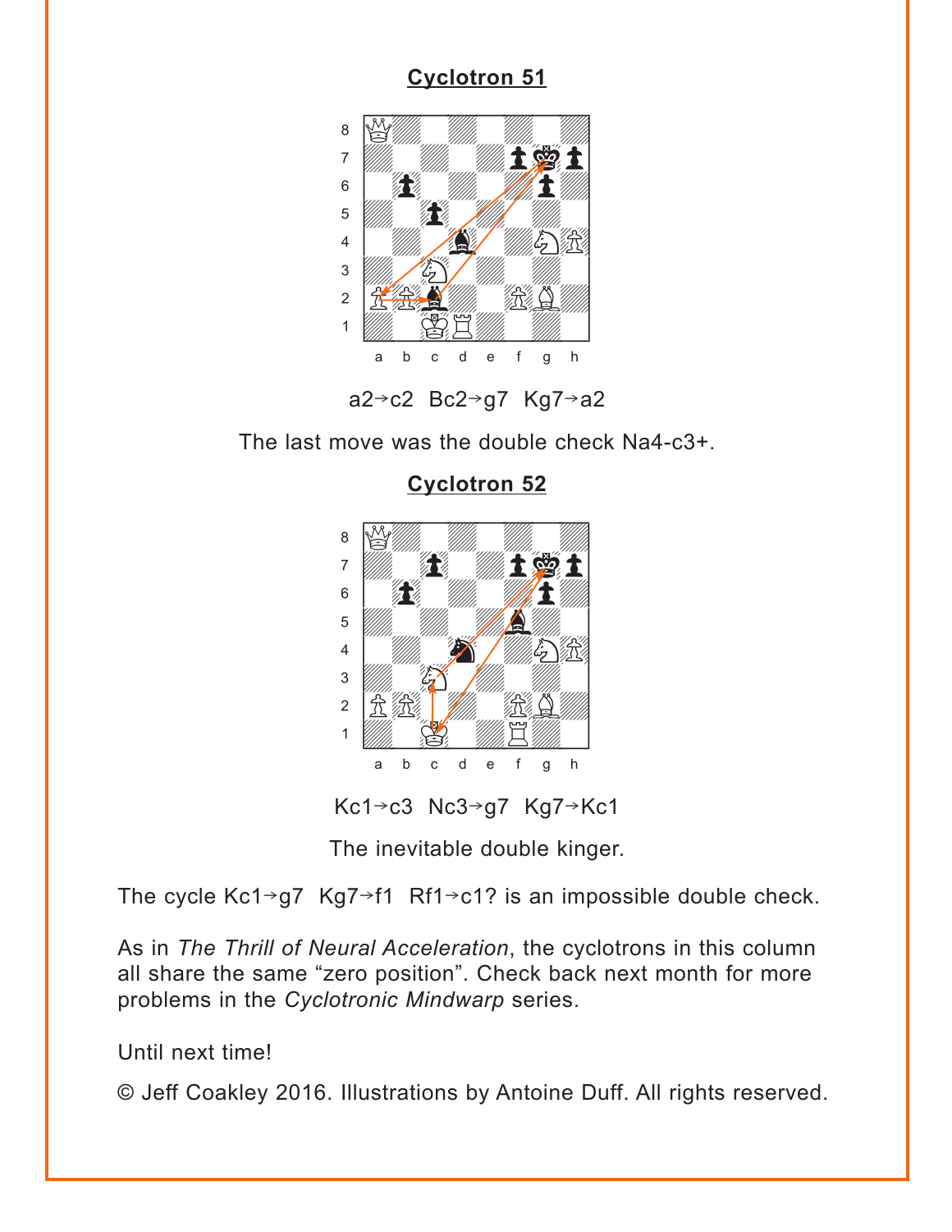## Cyclotron 51

a2→c2 Bc2→g7 Kg7→a2

The last move was the double check Na4-c3+.

## Cyclotron 52

Kc1→c3 Nc3→g7 Kg7→Kc1

The inevitable double kinger.

The cycle Kc1→g7 Kg7→f1 Rf1→c1? is an impossible double check.

As in *The Thrill of Neural Acceleration*, the cyclotrons in this column all share the same “zero position”. Check back next month for more problems in the *Cyclotronic Mindwarp* series.

Until next time!

© Jeff Coakley 2016. Illustrations by Antoine Duff. All rights reserved.